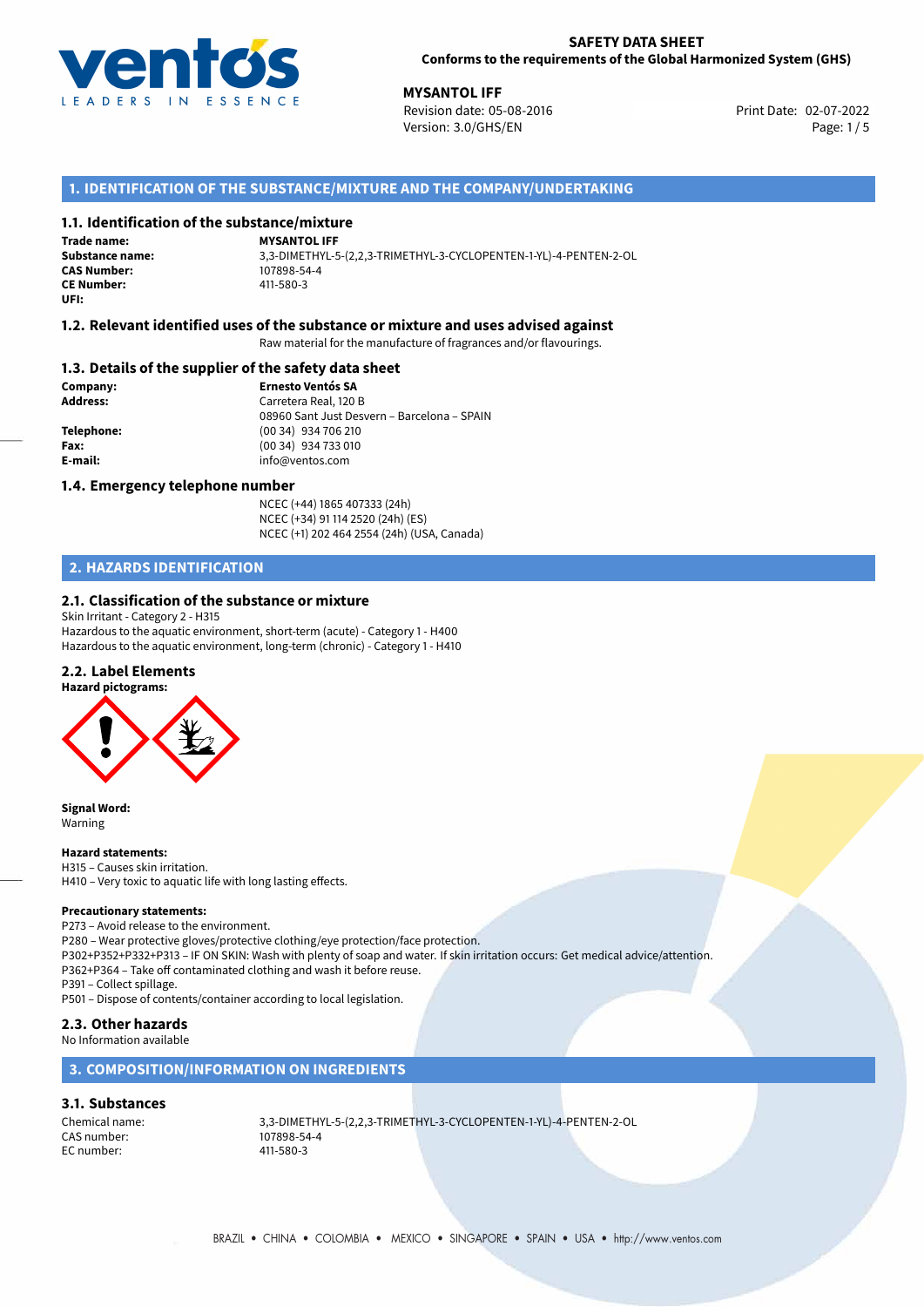**SAFETY DATA SHEET**
**Conforms to the requirements of the Global Harmonized System (GHS)**

**MYSANTOL IFF**
Revision date: 05-08-2016
Version: 3.0/GHS/EN
Print Date: 02-07-2022

## 1. IDENTIFICATION OF THE SUBSTANCE/MIXTURE AND THE COMPANY/UNDERTAKING

### 1.1. Identification of the substance/mixture

| | |
|---|---|
| **Trade name:** | **MYSANTOL IFF** |
| **Substance name:** | 3,3-DIMETHYL-5-(2,2,3-TRIMETHYL-3-CYCLOPENTEN-1-YL)-4-PENTEN-2-OL |
| **CAS Number:** | 107898-54-4 |
| **CE Number:** | 411-580-3 |
| **UFI:** | |

### 1.2. Relevant identified uses of the substance or mixture and uses advised against

Raw material for the manufacture of fragrances and/or flavourings.

### 1.3. Details of the supplier of the safety data sheet

| | |
|---|---|
| **Company:** | **Ernesto Ventós SA** |
| **Address:** | Carretera Real, 120 B<br>08960 Sant Just Desvern – Barcelona – SPAIN |
| **Telephone:** | (00 34) 934 706 210 |
| **Fax:** | (00 34) 934 733 010 |
| **E-mail:** | info@ventos.com |

### 1.4. Emergency telephone number

NCEC (+44) 1865 407333 (24h)
NCEC (+34) 91 114 2520 (24h) (ES)
NCEC (+1) 202 464 2554 (24h) (USA, Canada)

## 2. HAZARDS IDENTIFICATION

### 2.1. Classification of the substance or mixture

Skin Irritant - Category 2 - H315
Hazardous to the aquatic environment, short-term (acute) - Category 1 - H400
Hazardous to the aquatic environment, long-term (chronic) - Category 1 - H410

### 2.2. Label Elements

**Hazard pictograms:**

**Signal Word:**
Warning

**Hazard statements:**
H315 – Causes skin irritation.
H410 – Very toxic to aquatic life with long lasting effects.

**Precautionary statements:**
P273 – Avoid release to the environment.
P280 – Wear protective gloves/protective clothing/eye protection/face protection.
P302+P352+P332+P313 – IF ON SKIN: Wash with plenty of soap and water. If skin irritation occurs: Get medical advice/attention.
P362+P364 – Take off contaminated clothing and wash it before reuse.
P391 – Collect spillage.
P501 – Dispose of contents/container according to local legislation.

### 2.3. Other hazards

No Information available

## 3. COMPOSITION/INFORMATION ON INGREDIENTS

### 3.1. Substances

| | |
|---|---|
| Chemical name: | 3,3-DIMETHYL-5-(2,2,3-TRIMETHYL-3-CYCLOPENTEN-1-YL)-4-PENTEN-2-OL |
| CAS number: | 107898-54-4 |
| EC number: | 411-580-3 |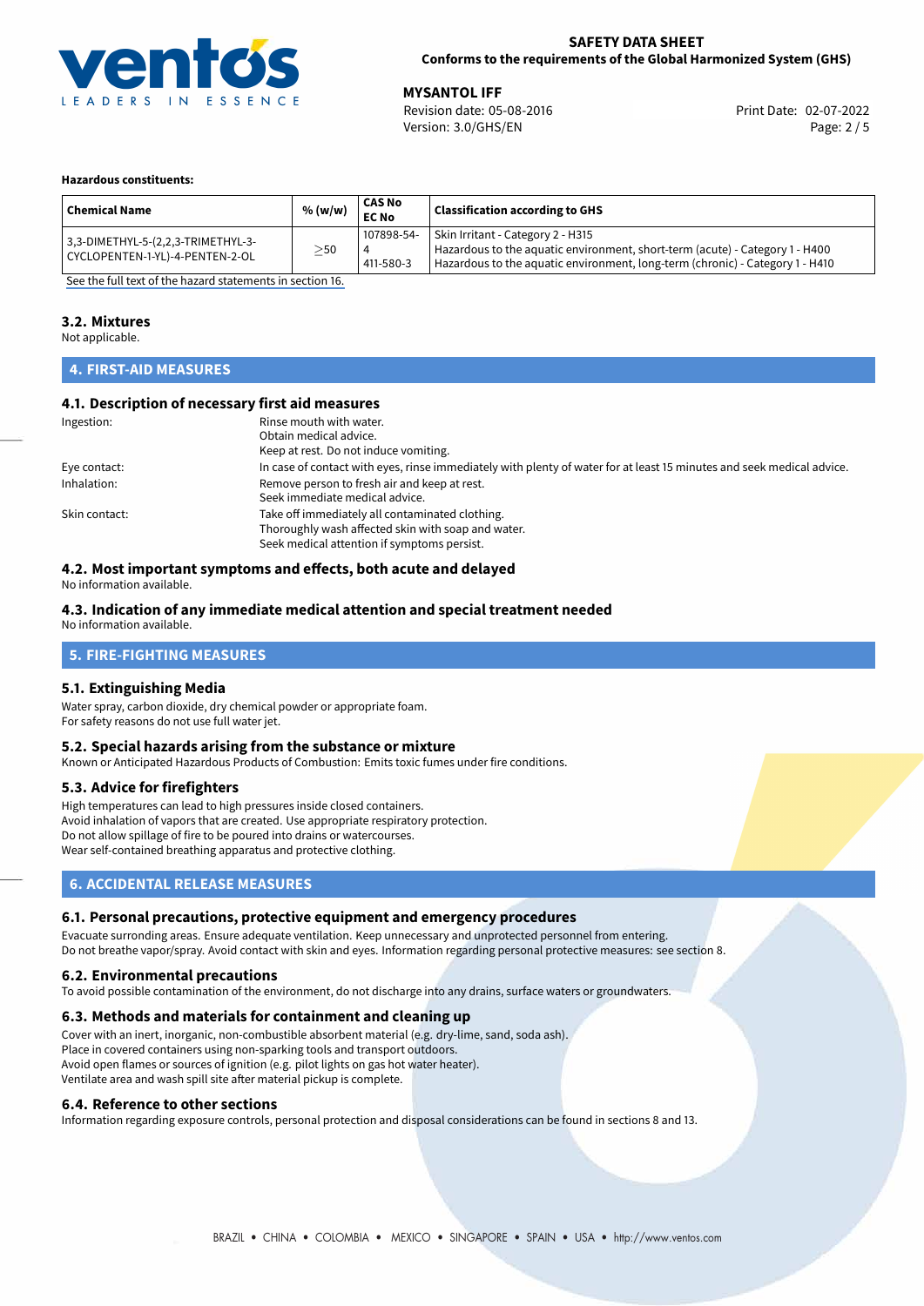**Hazardous constituents:**

| Chemical Name | % (w/w) | CAS No<br>EC No | Classification according to GHS |
|---|---|---|---|
| 3,3-DIMETHYL-5-(2,2,3-TRIMETHYL-3-CYCLOPENTEN-1-YL)-4-PENTEN-2-OL | ≥50 | 107898-54-4<br>411-580-3 | Skin Irritant - Category 2 - H315<br>Hazardous to the aquatic environment, short-term (acute) - Category 1 - H400<br>Hazardous to the aquatic environment, long-term (chronic) - Category 1 - H410 |

See the full text of the hazard statements in section 16.

### 3.2. Mixtures

Not applicable.

## 4. FIRST-AID MEASURES

### 4.1. Description of necessary first aid measures

Ingestion:
Rinse mouth with water.
Obtain medical advice.
Keep at rest. Do not induce vomiting.

Eye contact:
In case of contact with eyes, rinse immediately with plenty of water for at least 15 minutes and seek medical advice.

Inhalation:
Remove person to fresh air and keep at rest.
Seek immediate medical advice.

Skin contact:
Take off immediately all contaminated clothing.
Thoroughly wash affected skin with soap and water.
Seek medical attention if symptoms persist.

### 4.2. Most important symptoms and effects, both acute and delayed

No information available.

### 4.3. Indication of any immediate medical attention and special treatment needed

No information available.

## 5. FIRE-FIGHTING MEASURES

### 5.1. Extinguishing Media

Water spray, carbon dioxide, dry chemical powder or appropriate foam.
For safety reasons do not use full water jet.

### 5.2. Special hazards arising from the substance or mixture

Known or Anticipated Hazardous Products of Combustion: Emits toxic fumes under fire conditions.

### 5.3. Advice for firefighters

High temperatures can lead to high pressures inside closed containers.
Avoid inhalation of vapors that are created. Use appropriate respiratory protection.
Do not allow spillage of fire to be poured into drains or watercourses.
Wear self-contained breathing apparatus and protective clothing.

## 6. ACCIDENTAL RELEASE MEASURES

### 6.1. Personal precautions, protective equipment and emergency procedures

Evacuate surronding areas. Ensure adequate ventilation. Keep unnecessary and unprotected personnel from entering.
Do not breathe vapor/spray. Avoid contact with skin and eyes. Information regarding personal protective measures: see section 8.

### 6.2. Environmental precautions

To avoid possible contamination of the environment, do not discharge into any drains, surface waters or groundwaters.

### 6.3. Methods and materials for containment and cleaning up

Cover with an inert, inorganic, non-combustible absorbent material (e.g. dry-lime, sand, soda ash).
Place in covered containers using non-sparking tools and transport outdoors.
Avoid open flames or sources of ignition (e.g. pilot lights on gas hot water heater).
Ventilate area and wash spill site after material pickup is complete.

### 6.4. Reference to other sections

Information regarding exposure controls, personal protection and disposal considerations can be found in sections 8 and 13.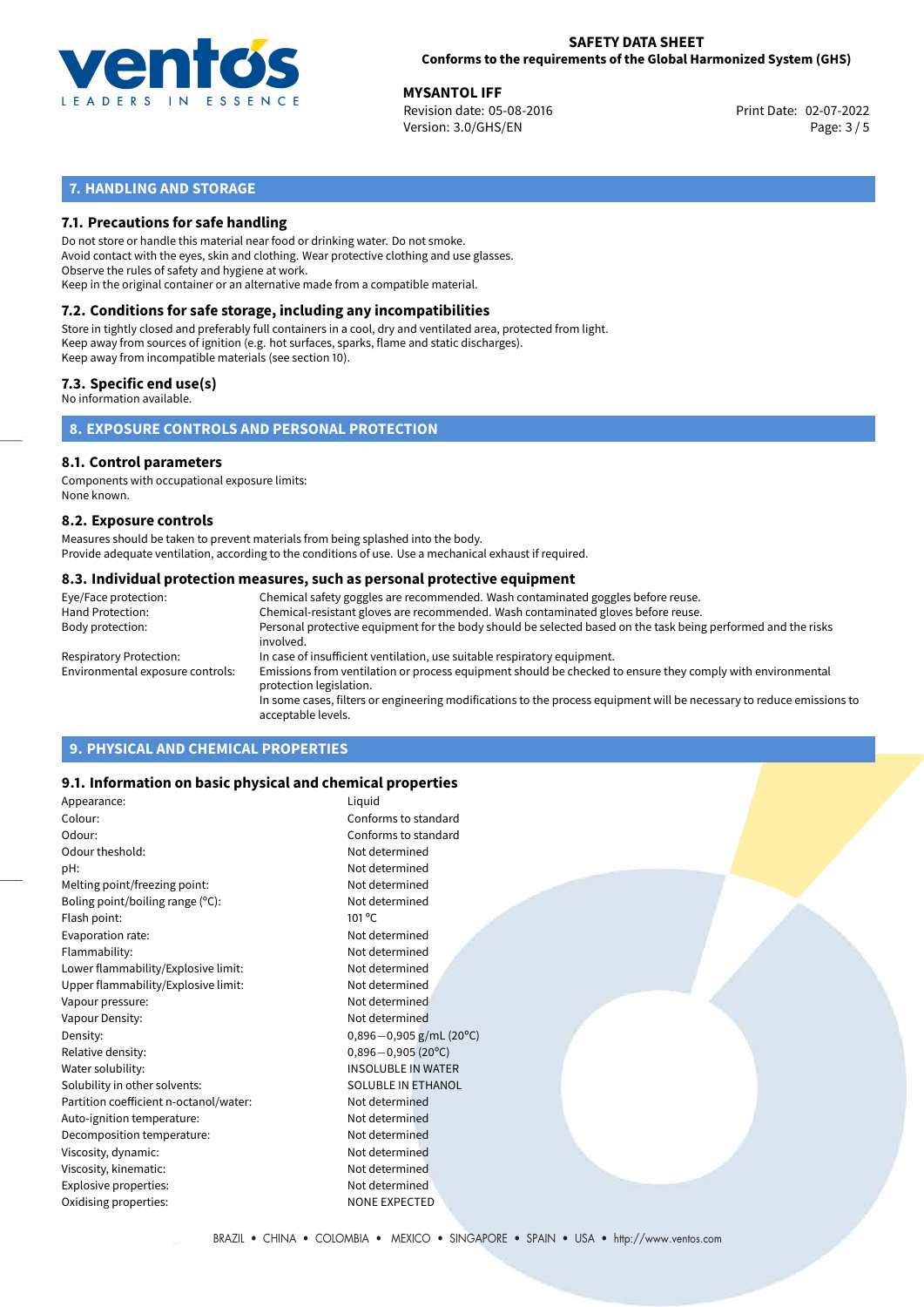## 7. HANDLING AND STORAGE

### 7.1. Precautions for safe handling

Do not store or handle this material near food or drinking water. Do not smoke.
Avoid contact with the eyes, skin and clothing. Wear protective clothing and use glasses.
Observe the rules of safety and hygiene at work.
Keep in the original container or an alternative made from a compatible material.

### 7.2. Conditions for safe storage, including any incompatibilities

Store in tightly closed and preferably full containers in a cool, dry and ventilated area, protected from light.
Keep away from sources of ignition (e.g. hot surfaces, sparks, flame and static discharges).
Keep away from incompatible materials (see section 10).

### 7.3. Specific end use(s)

No information available.

## 8. EXPOSURE CONTROLS AND PERSONAL PROTECTION

### 8.1. Control parameters

Components with occupational exposure limits:
None known.

### 8.2. Exposure controls

Measures should be taken to prevent materials from being splashed into the body.
Provide adequate ventilation, according to the conditions of use. Use a mechanical exhaust if required.

### 8.3. Individual protection measures, such as personal protective equipment

| | |
|---|---|
| Eye/Face protection: | Chemical safety goggles are recommended. Wash contaminated goggles before reuse. |
| Hand Protection: | Chemical-resistant gloves are recommended. Wash contaminated gloves before reuse. |
| Body protection: | Personal protective equipment for the body should be selected based on the task being performed and the risks involved. |
| Respiratory Protection: | In case of insufficient ventilation, use suitable respiratory equipment. |
| Environmental exposure controls: | Emissions from ventilation or process equipment should be checked to ensure they comply with environmental protection legislation. In some cases, filters or engineering modifications to the process equipment will be necessary to reduce emissions to acceptable levels. |

## 9. PHYSICAL AND CHEMICAL PROPERTIES

### 9.1. Information on basic physical and chemical properties

| | |
|---|---|
| Appearance: | Liquid |
| Colour: | Conforms to standard |
| Odour: | Conforms to standard |
| Odour theshold: | Not determined |
| pH: | Not determined |
| Melting point/freezing point: | Not determined |
| Boling point/boiling range (°C): | Not determined |
| Flash point: | 101 °C |
| Evaporation rate: | Not determined |
| Flammability: | Not determined |
| Lower flammability/Explosive limit: | Not determined |
| Upper flammability/Explosive limit: | Not determined |
| Vapour pressure: | Not determined |
| Vapour Density: | Not determined |
| Density: | 0,896−0,905 g/mL (20°C) |
| Relative density: | 0,896−0,905 (20°C) |
| Water solubility: | INSOLUBLE IN WATER |
| Solubility in other solvents: | SOLUBLE IN ETHANOL |
| Partition coefficient n-octanol/water: | Not determined |
| Auto-ignition temperature: | Not determined |
| Decomposition temperature: | Not determined |
| Viscosity, dynamic: | Not determined |
| Viscosity, kinematic: | Not determined |
| Explosive properties: | Not determined |
| Oxidising properties: | NONE EXPECTED |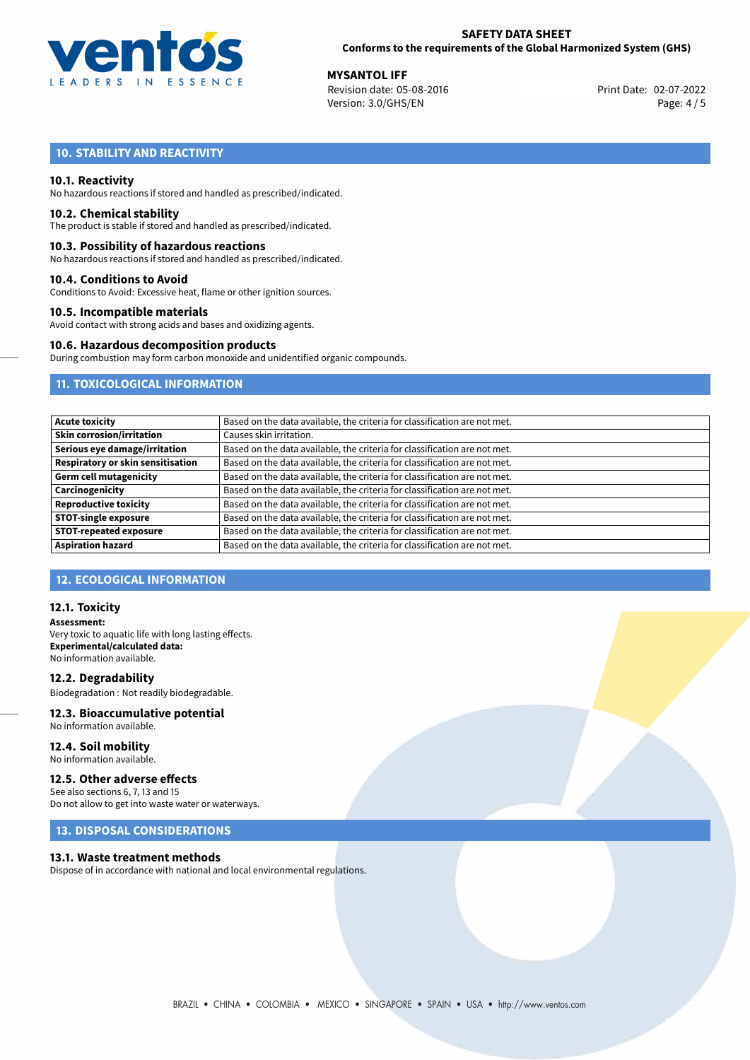## 10. STABILITY AND REACTIVITY

### 10.1. Reactivity

No hazardous reactions if stored and handled as prescribed/indicated.

### 10.2. Chemical stability

The product is stable if stored and handled as prescribed/indicated.

### 10.3. Possibility of hazardous reactions

No hazardous reactions if stored and handled as prescribed/indicated.

### 10.4. Conditions to Avoid

Conditions to Avoid: Excessive heat, flame or other ignition sources.

### 10.5. Incompatible materials

Avoid contact with strong acids and bases and oxidizing agents.

### 10.6. Hazardous decomposition products

During combustion may form carbon monoxide and unidentified organic compounds.

## 11. TOXICOLOGICAL INFORMATION

| | |
|---|---|
| **Acute toxicity** | Based on the data available, the criteria for classification are not met. |
| **Skin corrosion/irritation** | Causes skin irritation. |
| **Serious eye damage/irritation** | Based on the data available, the criteria for classification are not met. |
| **Respiratory or skin sensitisation** | Based on the data available, the criteria for classification are not met. |
| **Germ cell mutagenicity** | Based on the data available, the criteria for classification are not met. |
| **Carcinogenicity** | Based on the data available, the criteria for classification are not met. |
| **Reproductive toxicity** | Based on the data available, the criteria for classification are not met. |
| **STOT-single exposure** | Based on the data available, the criteria for classification are not met. |
| **STOT-repeated exposure** | Based on the data available, the criteria for classification are not met. |
| **Aspiration hazard** | Based on the data available, the criteria for classification are not met. |

## 12. ECOLOGICAL INFORMATION

### 12.1. Toxicity

**Assessment:**
Very toxic to aquatic life with long lasting effects.
**Experimental/calculated data:**
No information available.

### 12.2. Degradability

Biodegradation : Not readily biodegradable.

### 12.3. Bioaccumulative potential

No information available.

### 12.4. Soil mobility

No information available.

### 12.5. Other adverse effects

See also sections 6, 7, 13 and 15
Do not allow to get into waste water or waterways.

## 13. DISPOSAL CONSIDERATIONS

### 13.1. Waste treatment methods

Dispose of in accordance with national and local environmental regulations.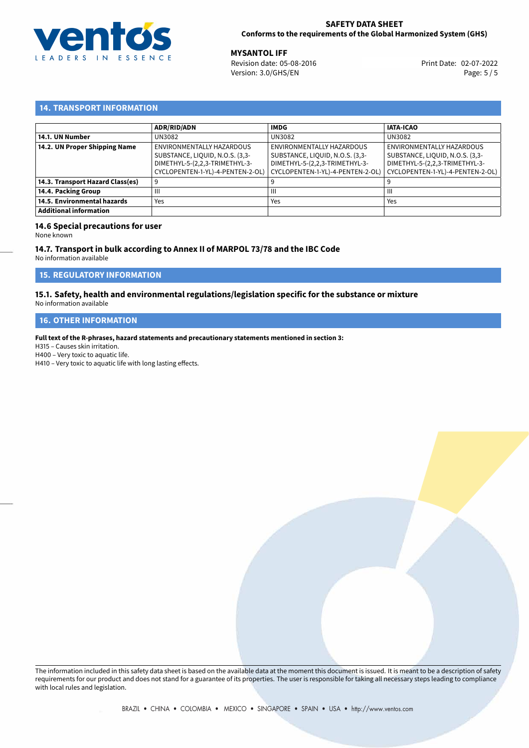## 14. TRANSPORT INFORMATION

| | ADR/RID/ADN | IMDG | IATA-ICAO |
|---|---|---|---|
| **14.1. UN Number** | UN3082 | UN3082 | UN3082 |
| **14.2. UN Proper Shipping Name** | ENVIRONMENTALLY HAZARDOUS SUBSTANCE, LIQUID, N.O.S. (3,3-DIMETHYL-5-(2,2,3-TRIMETHYL-3-CYCLOPENTEN-1-YL)-4-PENTEN-2-OL) | ENVIRONMENTALLY HAZARDOUS SUBSTANCE, LIQUID, N.O.S. (3,3-DIMETHYL-5-(2,2,3-TRIMETHYL-3-CYCLOPENTEN-1-YL)-4-PENTEN-2-OL) | ENVIRONMENTALLY HAZARDOUS SUBSTANCE, LIQUID, N.O.S. (3,3-DIMETHYL-5-(2,2,3-TRIMETHYL-3-CYCLOPENTEN-1-YL)-4-PENTEN-2-OL) |
| **14.3. Transport Hazard Class(es)** | 9 | 9 | 9 |
| **14.4. Packing Group** | III | III | III |
| **14.5. Environmental hazards** | Yes | Yes | Yes |
| **Additional information** | | | |

### 14.6 Special precautions for user

None known

### 14.7. Transport in bulk according to Annex II of MARPOL 73/78 and the IBC Code

No information available

## 15. REGULATORY INFORMATION

### 15.1. Safety, health and environmental regulations/legislation specific for the substance or mixture

No information available

## 16. OTHER INFORMATION

**Full text of the R-phrases, hazard statements and precautionary statements mentioned in section 3:**

H315 – Causes skin irritation.
H400 – Very toxic to aquatic life.
H410 – Very toxic to aquatic life with long lasting effects.

The information included in this safety data sheet is based on the available data at the moment this document is issued. It is meant to be a description of safety requirements for our product and does not stand for a guarantee of its properties. The user is responsible for taking all necessary steps leading to compliance with local rules and legislation.

BRAZIL • CHINA • COLOMBIA • MEXICO • SINGAPORE • SPAIN • USA • http://www.ventos.com